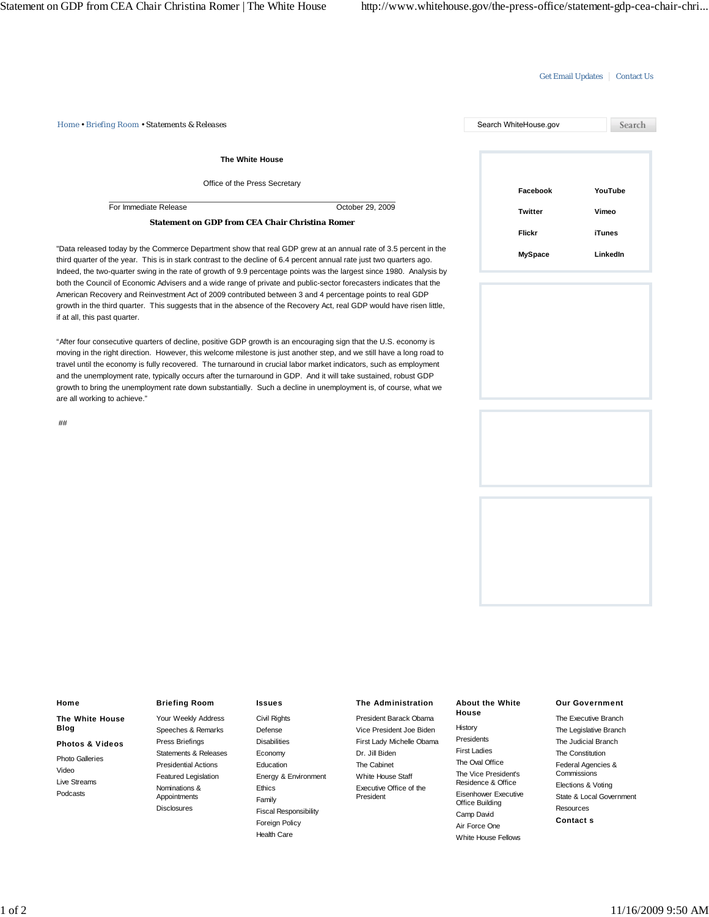Get Email Updates | Contact Us

Home • Briefing Room • Statements & Releases

Search WhiteHouse.gov Search

**The White House**

Office of the Press Secretary

For Immediate Release October 29, 2009

## Statement on GDP from CEA Chair Christina Romer

"Data released today by the Commerce Department show that real GDP grew at an annual rate of 3.5 percent in the third quarter of the year. This is in stark contrast to the decline of 6.4 percent annual rate just two quarters ago. Indeed, the two-quarter swing in the rate of growth of 9.9 percentage points was the largest since 1980. Analysis by both the Council of Economic Advisers and a wide range of private and public-sector forecasters indicates that the American Recovery and Reinvestment Act of 2009 contributed between 3 and 4 percentage points to real GDP growth in the third quarter. This suggests that in the absence of the Recovery Act, real GDP would have risen little, if at all, this past quarter.

"After four consecutive quarters of decline, positive GDP growth is an encouraging sign that the U.S. economy is moving in the right direction. However, this welcome milestone is just another step, and we still have a long road to travel until the economy is fully recovered. The turnaround in crucial labor market indicators, such as employment and the unemployment rate, typically occurs after the turnaround in GDP. And it will take sustained, robust GDP growth to bring the unemployment rate down substantially. Such a decline in unemployment is, of course, what we are all working to achieve."

##

**Facebook** **YouTube** **Twitter** **Vimeo** **Flickr** **iTunes** **MySpace** **LinkedIn**

**Home**

**The White House Blog**

**Photos & Videos**

- Photo Galleries
- Video
- Live Streams
- Podcasts

**Briefing Room**

- Your Weekly Address
- Speeches & Remarks
- Press Briefings
- Statements & Releases
- Presidential Actions
- Featured Legislation
- Nominations & Appointments
- Disclosures

**Issues**

- Civil Rights
- Defense
- Disabilities
- Economy
- Education
- Energy & Environment
- Ethics
- Family
- Fiscal Responsibility
- Foreign Policy
- Health Care

**The Administration**

- President Barack Obama
- Vice President Joe Biden
- First Lady Michelle Obama
- Dr. Jill Biden
- The Cabinet
- White House Staff
- Executive Office of the President

**About the White House**

- History
- Presidents
- First Ladies
- The Oval Office
- The Vice President's Residence & Office
- Eisenhower Executive Office Building
- Camp David
- Air Force One
- White House Fellows

**Our Government**

- The Executive Branch
- The Legislative Branch
- The Judicial Branch
- The Constitution
- Federal Agencies & Commissions
- Elections & Voting
- State & Local Government
- Resources

**Contact s**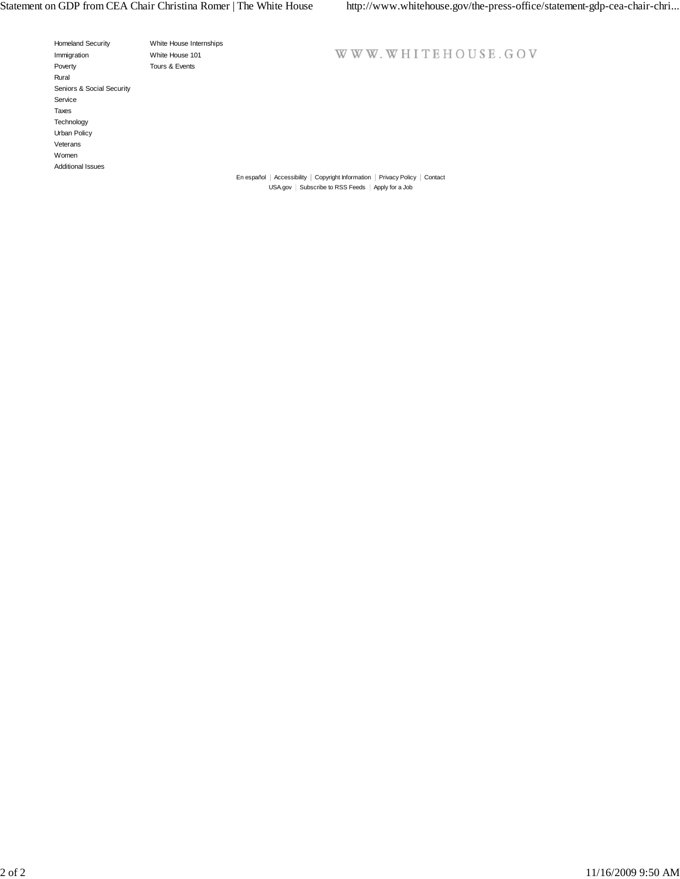- Homeland Security
- Immigration
- Poverty
- Rural
- Seniors & Social Security
- Service
- Taxes
- Technology
- Urban Policy
- Veterans
- Women
- Additional Issues

- White House Internships
- White House 101
- Tours & Events

WWW.WHITEHOUSE.GOV

En español | Accessibility | Copyright Information | Privacy Policy | Contact
USA.gov | Subscribe to RSS Feeds | Apply for a Job